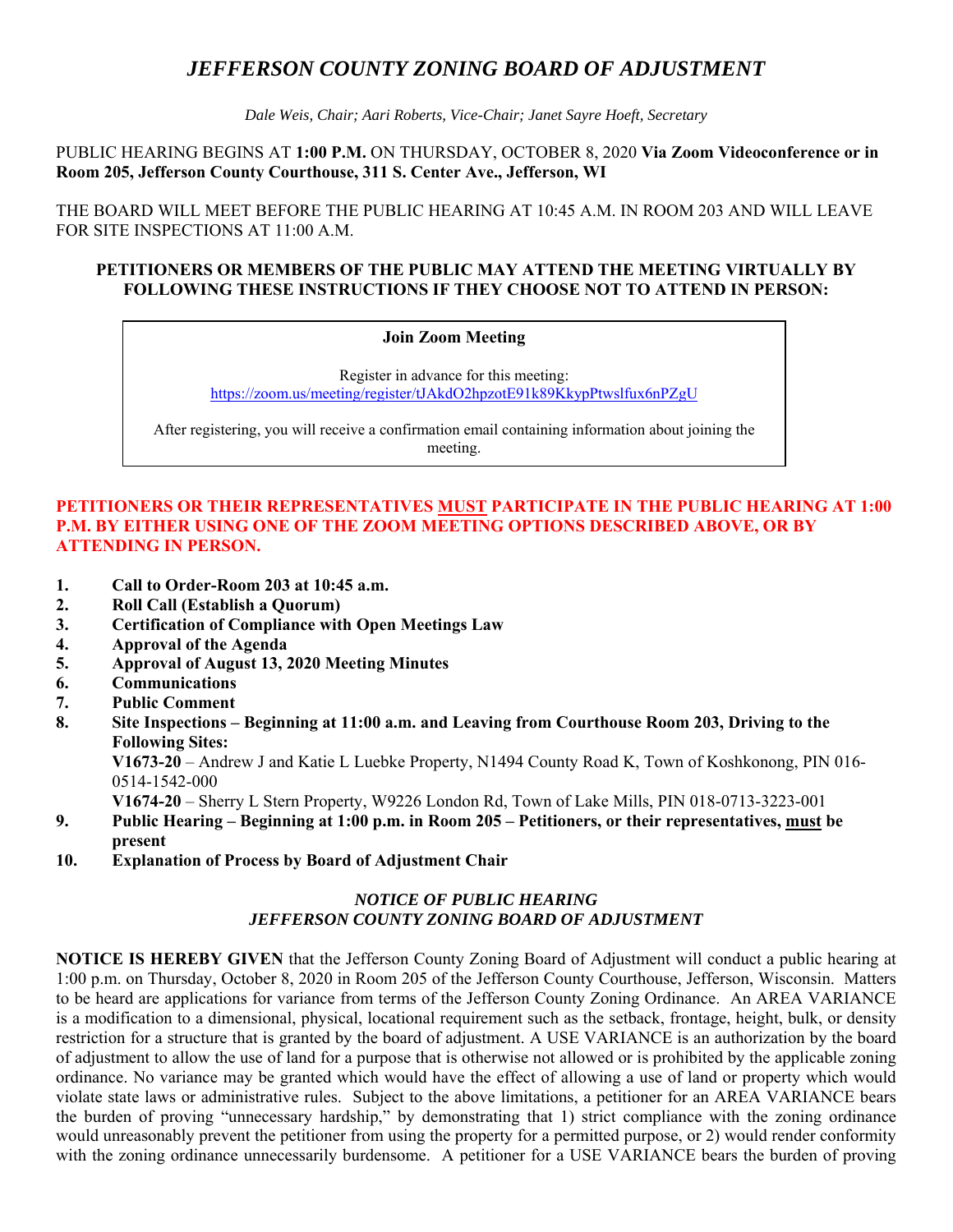# *JEFFERSON COUNTY ZONING BOARD OF ADJUSTMENT*

*Dale Weis, Chair; Aari Roberts, Vice-Chair; Janet Sayre Hoeft, Secretary*

PUBLIC HEARING BEGINS AT **1:00 P.M.** ON THURSDAY, OCTOBER 8, 2020 **Via Zoom Videoconference or in Room 205, Jefferson County Courthouse, 311 S. Center Ave., Jefferson, WI**

THE BOARD WILL MEET BEFORE THE PUBLIC HEARING AT 10:45 A.M. IN ROOM 203 AND WILL LEAVE FOR SITE INSPECTIONS AT 11:00 A.M.

**PETITIONERS OR MEMBERS OF THE PUBLIC MAY ATTEND THE MEETING VIRTUALLY BY FOLLOWING THESE INSTRUCTIONS IF THEY CHOOSE NOT TO ATTEND IN PERSON:**

**Join Zoom Meeting**

Register in advance for this meeting:
https://zoom.us/meeting/register/tJAkdO2hpzotE91k89KkypPtwslfux6nPZgU

After registering, you will receive a confirmation email containing information about joining the meeting.

**PETITIONERS OR THEIR REPRESENTATIVES MUST PARTICIPATE IN THE PUBLIC HEARING AT 1:00 P.M. BY EITHER USING ONE OF THE ZOOM MEETING OPTIONS DESCRIBED ABOVE, OR BY ATTENDING IN PERSON.**

1. **Call to Order-Room 203 at 10:45 a.m.**
2. **Roll Call (Establish a Quorum)**
3. **Certification of Compliance with Open Meetings Law**
4. **Approval of the Agenda**
5. **Approval of August 13, 2020 Meeting Minutes**
6. **Communications**
7. **Public Comment**
8. **Site Inspections – Beginning at 11:00 a.m. and Leaving from Courthouse Room 203, Driving to the Following Sites:**
   **V1673-20** – Andrew J and Katie L Luebke Property, N1494 County Road K, Town of Koshkonong, PIN 016-0514-1542-000
   **V1674-20** – Sherry L Stern Property, W9226 London Rd, Town of Lake Mills, PIN 018-0713-3223-001
9. **Public Hearing – Beginning at 1:00 p.m. in Room 205 – Petitioners, or their representatives, must be present**
10. **Explanation of Process by Board of Adjustment Chair**

### *NOTICE OF PUBLIC HEARING*
### *JEFFERSON COUNTY ZONING BOARD OF ADJUSTMENT*

**NOTICE IS HEREBY GIVEN** that the Jefferson County Zoning Board of Adjustment will conduct a public hearing at 1:00 p.m. on Thursday, October 8, 2020 in Room 205 of the Jefferson County Courthouse, Jefferson, Wisconsin. Matters to be heard are applications for variance from terms of the Jefferson County Zoning Ordinance. An AREA VARIANCE is a modification to a dimensional, physical, locational requirement such as the setback, frontage, height, bulk, or density restriction for a structure that is granted by the board of adjustment. A USE VARIANCE is an authorization by the board of adjustment to allow the use of land for a purpose that is otherwise not allowed or is prohibited by the applicable zoning ordinance. No variance may be granted which would have the effect of allowing a use of land or property which would violate state laws or administrative rules. Subject to the above limitations, a petitioner for an AREA VARIANCE bears the burden of proving "unnecessary hardship," by demonstrating that 1) strict compliance with the zoning ordinance would unreasonably prevent the petitioner from using the property for a permitted purpose, or 2) would render conformity with the zoning ordinance unnecessarily burdensome. A petitioner for a USE VARIANCE bears the burden of proving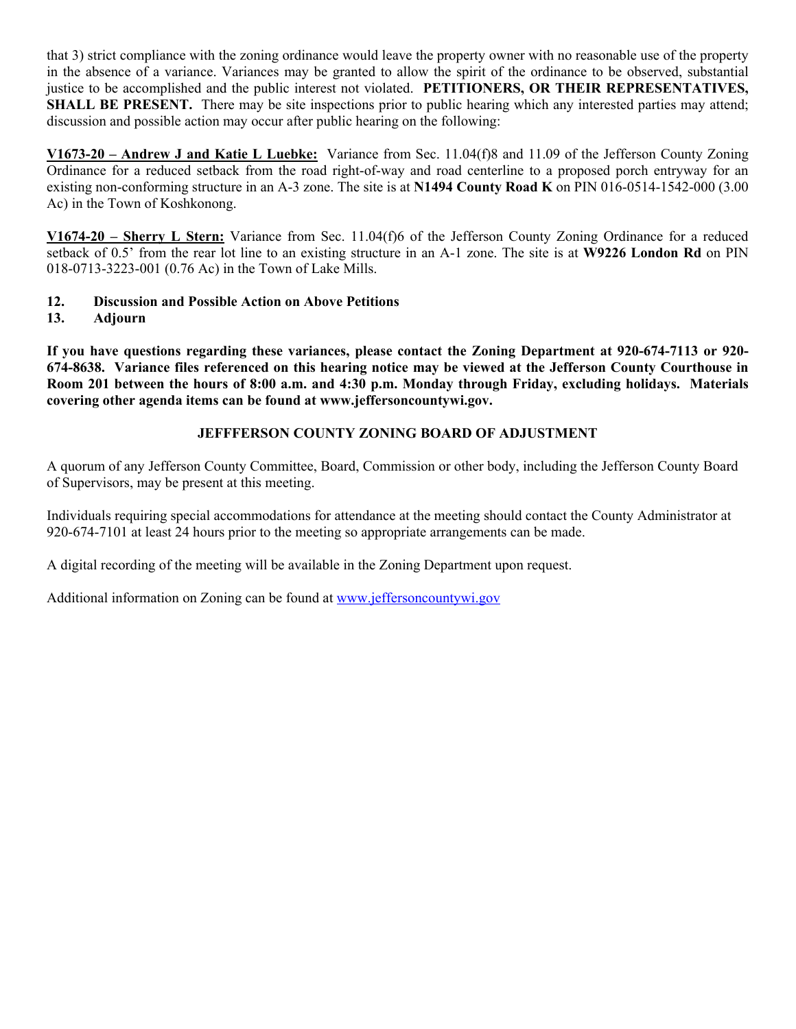that 3) strict compliance with the zoning ordinance would leave the property owner with no reasonable use of the property in the absence of a variance. Variances may be granted to allow the spirit of the ordinance to be observed, substantial justice to be accomplished and the public interest not violated. **PETITIONERS, OR THEIR REPRESENTATIVES, SHALL BE PRESENT.** There may be site inspections prior to public hearing which any interested parties may attend; discussion and possible action may occur after public hearing on the following:

**V1673-20 – Andrew J and Katie L Luebke:** Variance from Sec. 11.04(f)8 and 11.09 of the Jefferson County Zoning Ordinance for a reduced setback from the road right-of-way and road centerline to a proposed porch entryway for an existing non-conforming structure in an A-3 zone. The site is at **N1494 County Road K** on PIN 016-0514-1542-000 (3.00 Ac) in the Town of Koshkonong.

**V1674-20 – Sherry L Stern:** Variance from Sec. 11.04(f)6 of the Jefferson County Zoning Ordinance for a reduced setback of 0.5' from the rear lot line to an existing structure in an A-1 zone. The site is at **W9226 London Rd** on PIN 018-0713-3223-001 (0.76 Ac) in the Town of Lake Mills.

**12. Discussion and Possible Action on Above Petitions**

**13. Adjourn**

**If you have questions regarding these variances, please contact the Zoning Department at 920-674-7113 or 920-674-8638. Variance files referenced on this hearing notice may be viewed at the Jefferson County Courthouse in Room 201 between the hours of 8:00 a.m. and 4:30 p.m. Monday through Friday, excluding holidays. Materials covering other agenda items can be found at www.jeffersoncountywi.gov.**

**JEFFFERSON COUNTY ZONING BOARD OF ADJUSTMENT**

A quorum of any Jefferson County Committee, Board, Commission or other body, including the Jefferson County Board of Supervisors, may be present at this meeting.

Individuals requiring special accommodations for attendance at the meeting should contact the County Administrator at 920-674-7101 at least 24 hours prior to the meeting so appropriate arrangements can be made.

A digital recording of the meeting will be available in the Zoning Department upon request.

Additional information on Zoning can be found at www.jeffersoncountywi.gov